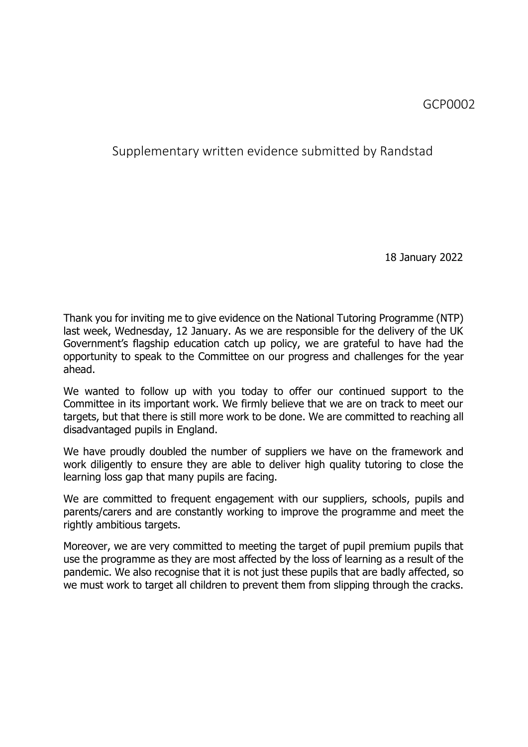GCP0002

# Supplementary written evidence submitted by Randstad

18 January 2022

Thank you for inviting me to give evidence on the National Tutoring Programme (NTP) last week, Wednesday, 12 January. As we are responsible for the delivery of the UK Government's flagship education catch up policy, we are grateful to have had the opportunity to speak to the Committee on our progress and challenges for the year ahead.

We wanted to follow up with you today to offer our continued support to the Committee in its important work. We firmly believe that we are on track to meet our targets, but that there is still more work to be done. We are committed to reaching all disadvantaged pupils in England.

We have proudly doubled the number of suppliers we have on the framework and work diligently to ensure they are able to deliver high quality tutoring to close the learning loss gap that many pupils are facing.

We are committed to frequent engagement with our suppliers, schools, pupils and parents/carers and are constantly working to improve the programme and meet the rightly ambitious targets.

Moreover, we are very committed to meeting the target of pupil premium pupils that use the programme as they are most affected by the loss of learning as a result of the pandemic. We also recognise that it is not just these pupils that are badly affected, so we must work to target all children to prevent them from slipping through the cracks.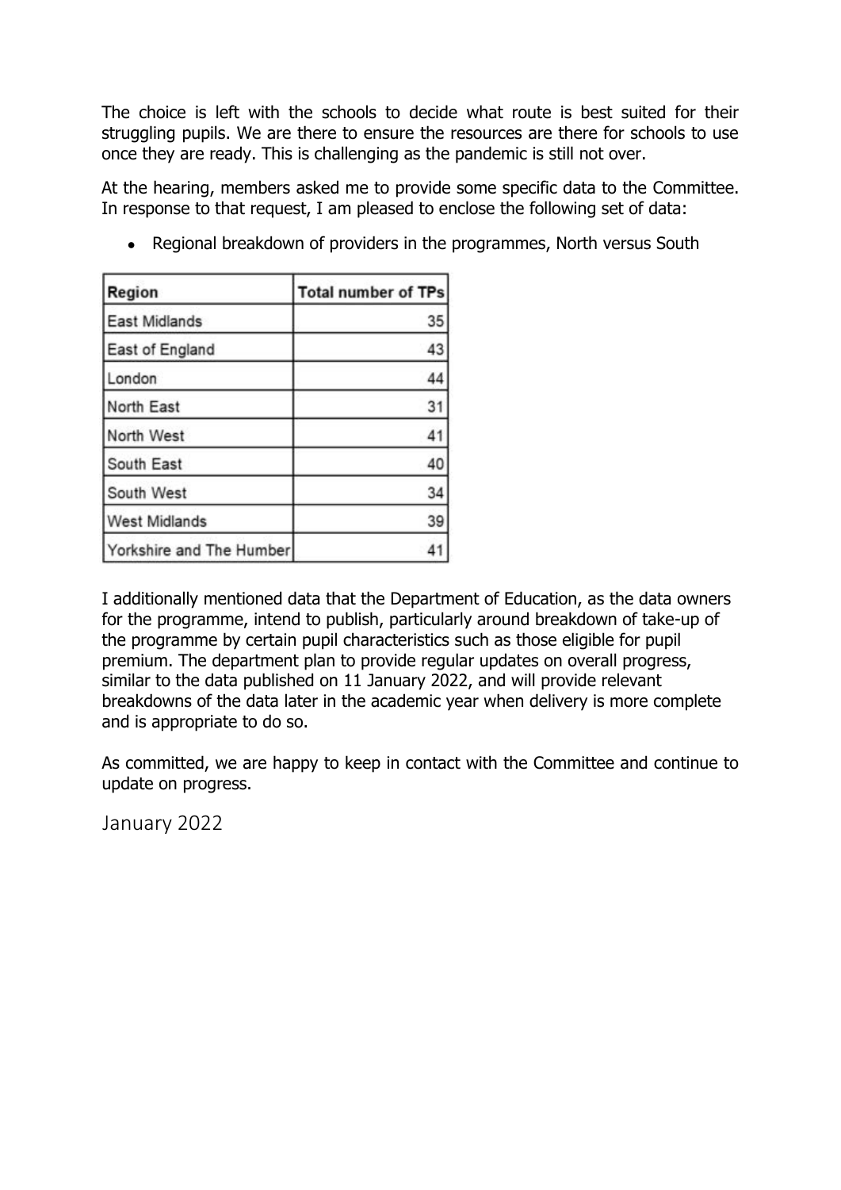The choice is left with the schools to decide what route is best suited for their struggling pupils. We are there to ensure the resources are there for schools to use once they are ready. This is challenging as the pandemic is still not over.

At the hearing, members asked me to provide some specific data to the Committee. In response to that request, I am pleased to enclose the following set of data:

- Regional breakdown of providers in the programmes, North versus South

| Region | Total number of TPs |
| --- | --- |
| East Midlands | 35 |
| East of England | 43 |
| London | 44 |
| North East | 31 |
| North West | 41 |
| South East | 40 |
| South West | 34 |
| West Midlands | 39 |
| Yorkshire and The Humber | 41 |

I additionally mentioned data that the Department of Education, as the data owners for the programme, intend to publish, particularly around breakdown of take-up of the programme by certain pupil characteristics such as those eligible for pupil premium. The department plan to provide regular updates on overall progress, similar to the data published on 11 January 2022, and will provide relevant breakdowns of the data later in the academic year when delivery is more complete and is appropriate to do so.

As committed, we are happy to keep in contact with the Committee and continue to update on progress.

January 2022